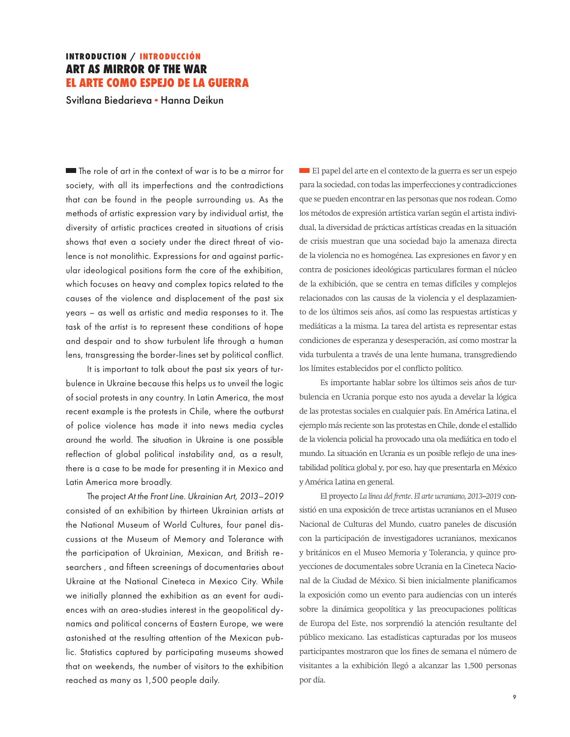**INTRODUCTION / INTRODUCCIÓN**

# ART AS MIRROR OF THE WAR
# EL ARTE COMO ESPEJO DE LA GUERRA

Svitlana Biedarieva • Hanna Deikun

The role of art in the context of war is to be a mirror for society, with all its imperfections and the contradictions that can be found in the people surrounding us. As the methods of artistic expression vary by individual artist, the diversity of artistic practices created in situations of crisis shows that even a society under the direct threat of violence is not monolithic. Expressions for and against particular ideological positions form the core of the exhibition, which focuses on heavy and complex topics related to the causes of the violence and displacement of the past six years – as well as artistic and media responses to it. The task of the artist is to represent these conditions of hope and despair and to show turbulent life through a human lens, transgressing the border-lines set by political conflict.

It is important to talk about the past six years of turbulence in Ukraine because this helps us to unveil the logic of social protests in any country. In Latin America, the most recent example is the protests in Chile, where the outburst of police violence has made it into news media cycles around the world. The situation in Ukraine is one possible reflection of global political instability and, as a result, there is a case to be made for presenting it in Mexico and Latin America more broadly.

The project *At the Front Line. Ukrainian Art, 2013–2019* consisted of an exhibition by thirteen Ukrainian artists at the National Museum of World Cultures, four panel discussions at the Museum of Memory and Tolerance with the participation of Ukrainian, Mexican, and British researchers , and fifteen screenings of documentaries about Ukraine at the National Cineteca in Mexico City. While we initially planned the exhibition as an event for audiences with an area-studies interest in the geopolitical dynamics and political concerns of Eastern Europe, we were astonished at the resulting attention of the Mexican public. Statistics captured by participating museums showed that on weekends, the number of visitors to the exhibition reached as many as 1,500 people daily.

El papel del arte en el contexto de la guerra es ser un espejo para la sociedad, con todas las imperfecciones y contradicciones que se pueden encontrar en las personas que nos rodean. Como los métodos de expresión artística varían según el artista individual, la diversidad de prácticas artísticas creadas en la situación de crisis muestran que una sociedad bajo la amenaza directa de la violencia no es homogénea. Las expresiones en favor y en contra de posiciones ideológicas particulares forman el núcleo de la exhibición, que se centra en temas difíciles y complejos relacionados con las causas de la violencia y el desplazamiento de los últimos seis años, así como las respuestas artísticas y mediáticas a la misma. La tarea del artista es representar estas condiciones de esperanza y desesperación, así como mostrar la vida turbulenta a través de una lente humana, transgrediendo los límites establecidos por el conflicto político.

Es importante hablar sobre los últimos seis años de turbulencia en Ucrania porque esto nos ayuda a develar la lógica de las protestas sociales en cualquier país. En América Latina, el ejemplo más reciente son las protestas en Chile, donde el estallido de la violencia policial ha provocado una ola mediática en todo el mundo. La situación en Ucrania es un posible reflejo de una inestabilidad política global y, por eso, hay que presentarla en México y América Latina en general.

El proyecto *La línea del frente. El arte ucraniano, 2013–2019* consistió en una exposición de trece artistas ucranianos en el Museo Nacional de Culturas del Mundo, cuatro paneles de discusión con la participación de investigadores ucranianos, mexicanos y británicos en el Museo Memoria y Tolerancia, y quince proyecciones de documentales sobre Ucrania en la Cineteca Nacional de la Ciudad de México. Si bien inicialmente planificamos la exposición como un evento para audiencias con un interés sobre la dinámica geopolítica y las preocupaciones políticas de Europa del Este, nos sorprendió la atención resultante del público mexicano. Las estadísticas capturadas por los museos participantes mostraron que los fines de semana el número de visitantes a la exhibición llegó a alcanzar las 1,500 personas por día.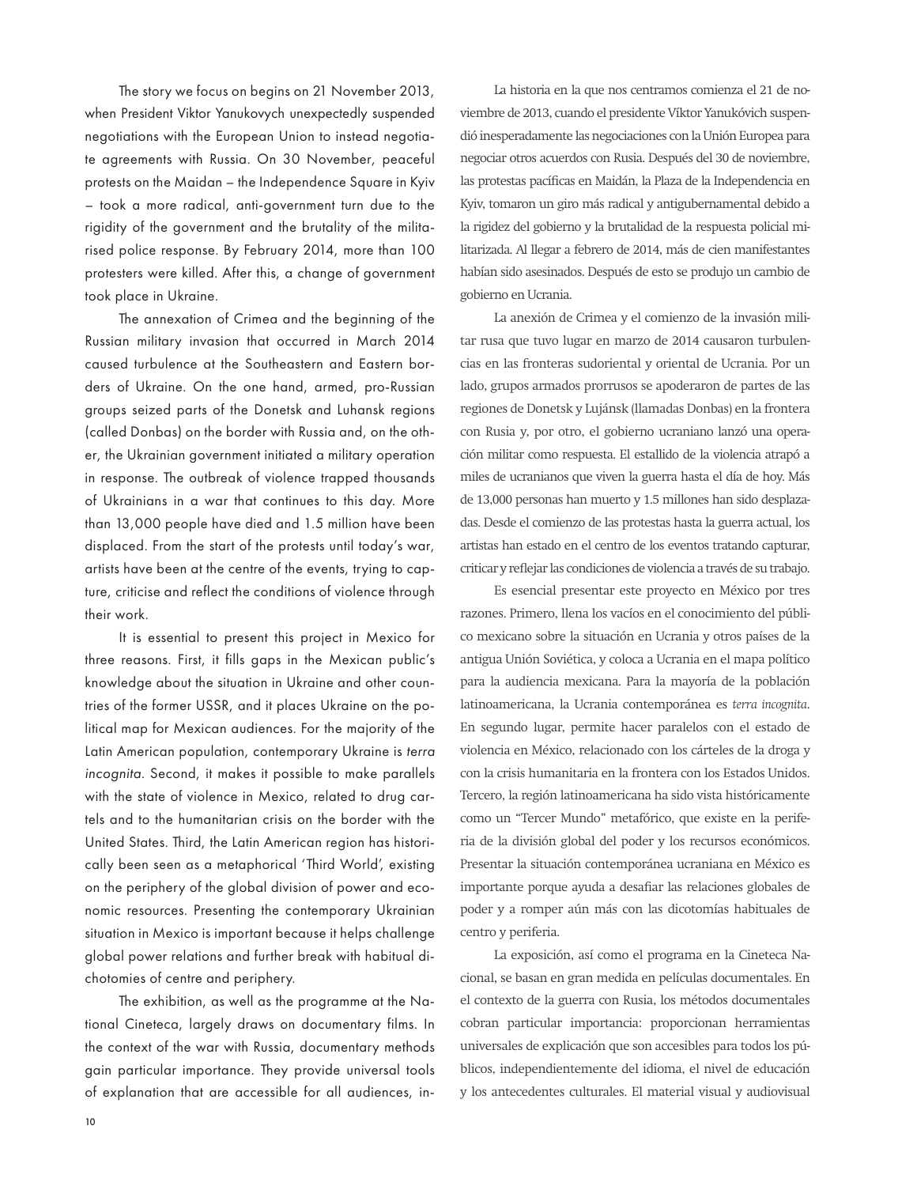The story we focus on begins on 21 November 2013, when President Viktor Yanukovych unexpectedly suspended negotiations with the European Union to instead negotiate agreements with Russia. On 30 November, peaceful protests on the Maidan – the Independence Square in Kyiv – took a more radical, anti-government turn due to the rigidity of the government and the brutality of the militarised police response. By February 2014, more than 100 protesters were killed. After this, a change of government took place in Ukraine.

The annexation of Crimea and the beginning of the Russian military invasion that occurred in March 2014 caused turbulence at the Southeastern and Eastern borders of Ukraine. On the one hand, armed, pro-Russian groups seized parts of the Donetsk and Luhansk regions (called Donbas) on the border with Russia and, on the other, the Ukrainian government initiated a military operation in response. The outbreak of violence trapped thousands of Ukrainians in a war that continues to this day. More than 13,000 people have died and 1.5 million have been displaced. From the start of the protests until today's war, artists have been at the centre of the events, trying to capture, criticise and reflect the conditions of violence through their work.

It is essential to present this project in Mexico for three reasons. First, it fills gaps in the Mexican public's knowledge about the situation in Ukraine and other countries of the former USSR, and it places Ukraine on the political map for Mexican audiences. For the majority of the Latin American population, contemporary Ukraine is *terra incognita*. Second, it makes it possible to make parallels with the state of violence in Mexico, related to drug cartels and to the humanitarian crisis on the border with the United States. Third, the Latin American region has historically been seen as a metaphorical 'Third World', existing on the periphery of the global division of power and economic resources. Presenting the contemporary Ukrainian situation in Mexico is important because it helps challenge global power relations and further break with habitual dichotomies of centre and periphery.

The exhibition, as well as the programme at the National Cineteca, largely draws on documentary films. In the context of the war with Russia, documentary methods gain particular importance. They provide universal tools of explanation that are accessible for all audiences, in-

La historia en la que nos centramos comienza el 21 de noviembre de 2013, cuando el presidente Víktor Yanukóvich suspendió inesperadamente las negociaciones con la Unión Europea para negociar otros acuerdos con Rusia. Después del 30 de noviembre, las protestas pacíficas en Maidán, la Plaza de la Independencia en Kyiv, tomaron un giro más radical y antigubernamental debido a la rigidez del gobierno y la brutalidad de la respuesta policial militarizada. Al llegar a febrero de 2014, más de cien manifestantes habían sido asesinados. Después de esto se produjo un cambio de gobierno en Ucrania.

La anexión de Crimea y el comienzo de la invasión militar rusa que tuvo lugar en marzo de 2014 causaron turbulencias en las fronteras sudoriental y oriental de Ucrania. Por un lado, grupos armados prorrusos se apoderaron de partes de las regiones de Donetsk y Lujánsk (llamadas Donbas) en la frontera con Rusia y, por otro, el gobierno ucraniano lanzó una operación militar como respuesta. El estallido de la violencia atrapó a miles de ucranianos que viven la guerra hasta el día de hoy. Más de 13,000 personas han muerto y 1.5 millones han sido desplazadas. Desde el comienzo de las protestas hasta la guerra actual, los artistas han estado en el centro de los eventos tratando capturar, criticar y reflejar las condiciones de violencia a través de su trabajo.

Es esencial presentar este proyecto en México por tres razones. Primero, llena los vacíos en el conocimiento del público mexicano sobre la situación en Ucrania y otros países de la antigua Unión Soviética, y coloca a Ucrania en el mapa político para la audiencia mexicana. Para la mayoría de la población latinoamericana, la Ucrania contemporánea es *terra incognita*. En segundo lugar, permite hacer paralelos con el estado de violencia en México, relacionado con los cárteles de la droga y con la crisis humanitaria en la frontera con los Estados Unidos. Tercero, la región latinoamericana ha sido vista históricamente como un "Tercer Mundo" metafórico, que existe en la periferia de la división global del poder y los recursos económicos. Presentar la situación contemporánea ucraniana en México es importante porque ayuda a desafiar las relaciones globales de poder y a romper aún más con las dicotomías habituales de centro y periferia.

La exposición, así como el programa en la Cineteca Nacional, se basan en gran medida en películas documentales. En el contexto de la guerra con Rusia, los métodos documentales cobran particular importancia: proporcionan herramientas universales de explicación que son accesibles para todos los públicos, independientemente del idioma, el nivel de educación y los antecedentes culturales. El material visual y audiovisual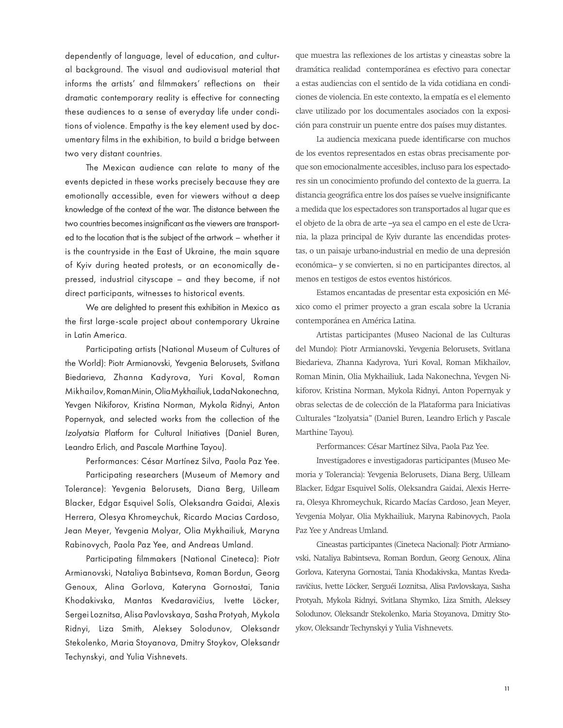dependently of language, level of education, and cultural background. The visual and audiovisual material that informs the artists' and filmmakers' reflections on their dramatic contemporary reality is effective for connecting these audiences to a sense of everyday life under conditions of violence. Empathy is the key element used by documentary films in the exhibition, to build a bridge between two very distant countries.

The Mexican audience can relate to many of the events depicted in these works precisely because they are emotionally accessible, even for viewers without a deep knowledge of the context of the war. The distance between the two countries becomes insignificant as the viewers are transported to the location that is the subject of the artwork – whether it is the countryside in the East of Ukraine, the main square of Kyiv during heated protests, or an economically depressed, industrial cityscape – and they become, if not direct participants, witnesses to historical events.

We are delighted to present this exhibition in Mexico as the first large-scale project about contemporary Ukraine in Latin America.

Participating artists (National Museum of Cultures of the World): Piotr Armianovski, Yevgenia Belorusets, Svitlana Biedarieva, Zhanna Kadyrova, Yuri Koval, Roman Mikhailov, Roman Minin, Olia Mykhailiuk, Lada Nakonechna, Yevgen Nikiforov, Kristina Norman, Mykola Ridnyi, Anton Popernyak, and selected works from the collection of the *Izolyatsia* Platform for Cultural Initiatives (Daniel Buren, Leandro Erlich, and Pascale Marthine Tayou).

Performances: César Martínez Silva, Paola Paz Yee.

Participating researchers (Museum of Memory and Tolerance): Yevgenia Belorusets, Diana Berg, Uilleam Blacker, Edgar Esquivel Solís, Oleksandra Gaidai, Alexis Herrera, Olesya Khromeychuk, Ricardo Macias Cardoso, Jean Meyer, Yevgenia Molyar, Olia Mykhailiuk, Maryna Rabinovych, Paola Paz Yee, and Andreas Umland.

Participating filmmakers (National Cineteca): Piotr Armianovski, Nataliya Babintseva, Roman Bordun, Georg Genoux, Alina Gorlova, Kateryna Gornostai, Tania Khodakivska, Mantas Kvedaravičius, Ivette Löcker, Sergei Loznitsa, Alisa Pavlovskaya, Sasha Protyah, Mykola Ridnyi, Liza Smith, Aleksey Solodunov, Oleksandr Stekolenko, Maria Stoyanova, Dmitry Stoykov, Oleksandr Techynskyi, and Yulia Vishnevets.

que muestra las reflexiones de los artistas y cineastas sobre la dramática realidad contemporánea es efectivo para conectar a estas audiencias con el sentido de la vida cotidiana en condiciones de violencia. En este contexto, la empatía es el elemento clave utilizado por los documentales asociados con la exposición para construir un puente entre dos países muy distantes.

La audiencia mexicana puede identificarse con muchos de los eventos representados en estas obras precisamente porque son emocionalmente accesibles, incluso para los espectadores sin un conocimiento profundo del contexto de la guerra. La distancia geográfica entre los dos países se vuelve insignificante a medida que los espectadores son transportados al lugar que es el objeto de la obra de arte –ya sea el campo en el este de Ucrania, la plaza principal de Kyiv durante las encendidas protestas, o un paisaje urbano-industrial en medio de una depresión económica– y se convierten, si no en participantes directos, al menos en testigos de estos eventos históricos.

Estamos encantadas de presentar esta exposición en México como el primer proyecto a gran escala sobre la Ucrania contemporánea en América Latina.

Artistas participantes (Museo Nacional de las Culturas del Mundo): Piotr Armianovski, Yevgenia Belorusets, Svitlana Biedarieva, Zhanna Kadyrova, Yuri Koval, Roman Mikhailov, Roman Minin, Olia Mykhailiuk, Lada Nakonechna, Yevgen Nikiforov, Kristina Norman, Mykola Ridnyi, Anton Popernyak y obras selectas de de colección de la Plataforma para Iniciativas Culturales "Izolyatsia" (Daniel Buren, Leandro Erlich y Pascale Marthine Tayou).

Performances: César Martínez Silva, Paola Paz Yee.

Investigadores e investigadoras participantes (Museo Memoria y Tolerancia): Yevgenia Belorusets, Diana Berg, Uilleam Blacker, Edgar Esquivel Solís, Oleksandra Gaidai, Alexis Herrera, Olesya Khromeychuk, Ricardo Macías Cardoso, Jean Meyer, Yevgenia Molyar, Olia Mykhailiuk, Maryna Rabinovych, Paola Paz Yee y Andreas Umland.

Cineastas participantes (Cineteca Nacional): Piotr Armianovski, Nataliya Babintseva, Roman Bordun, Georg Genoux, Alina Gorlova, Kateryna Gornostai, Tania Khodakivska, Mantas Kvedaravičius, Ivette Löcker, Serguéi Loznitsa, Alisa Pavlovskaya, Sasha Protyah, Mykola Ridnyi, Svitlana Shymko, Liza Smith, Aleksey Solodunov, Oleksandr Stekolenko, Maria Stoyanova, Dmitry Stoykov, Oleksandr Techynskyi y Yulia Vishnevets.